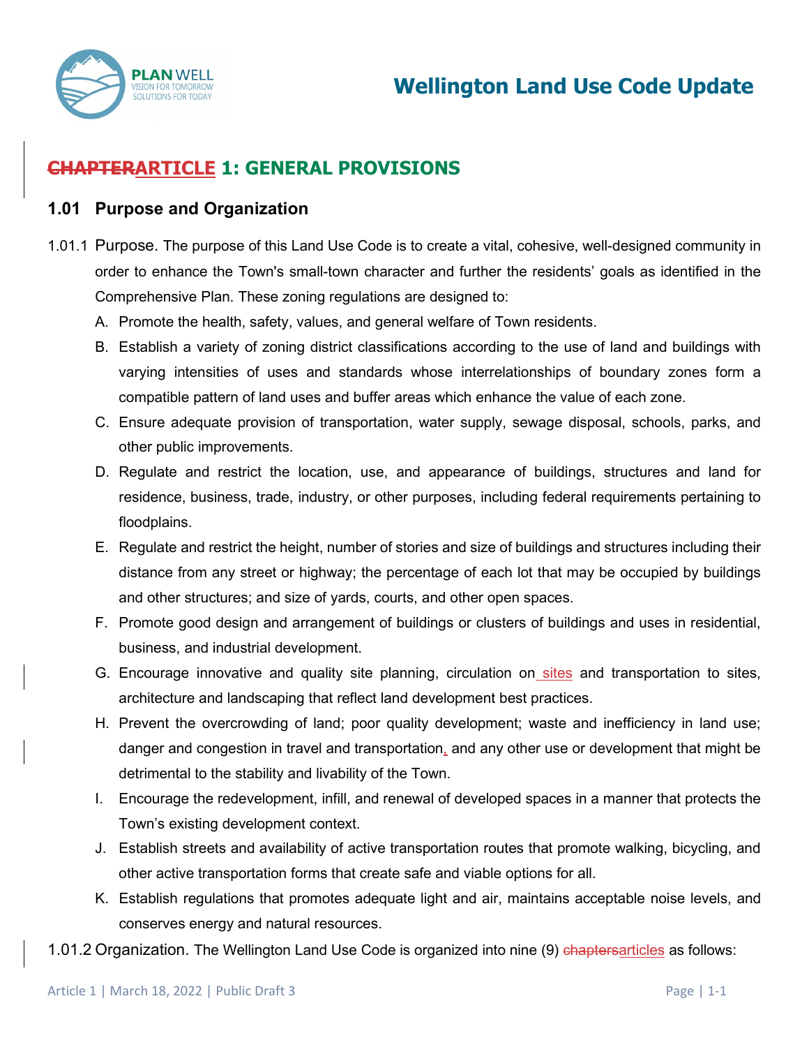# ~~CHAPTER~~ARTICLE 1: GENERAL PROVISIONS

## 1.01 Purpose and Organization

1.01.1 Purpose. The purpose of this Land Use Code is to create a vital, cohesive, well-designed community in order to enhance the Town's small-town character and further the residents' goals as identified in the Comprehensive Plan. These zoning regulations are designed to:

A. Promote the health, safety, values, and general welfare of Town residents.

B. Establish a variety of zoning district classifications according to the use of land and buildings with varying intensities of uses and standards whose interrelationships of boundary zones form a compatible pattern of land uses and buffer areas which enhance the value of each zone.

C. Ensure adequate provision of transportation, water supply, sewage disposal, schools, parks, and other public improvements.

D. Regulate and restrict the location, use, and appearance of buildings, structures and land for residence, business, trade, industry, or other purposes, including federal requirements pertaining to floodplains.

E. Regulate and restrict the height, number of stories and size of buildings and structures including their distance from any street or highway; the percentage of each lot that may be occupied by buildings and other structures; and size of yards, courts, and other open spaces.

F. Promote good design and arrangement of buildings or clusters of buildings and uses in residential, business, and industrial development.

G. Encourage innovative and quality site planning, circulation on sites and transportation to sites, architecture and landscaping that reflect land development best practices.

H. Prevent the overcrowding of land; poor quality development; waste and inefficiency in land use; danger and congestion in travel and transportation, and any other use or development that might be detrimental to the stability and livability of the Town.

I. Encourage the redevelopment, infill, and renewal of developed spaces in a manner that protects the Town's existing development context.

J. Establish streets and availability of active transportation routes that promote walking, bicycling, and other active transportation forms that create safe and viable options for all.

K. Establish regulations that promotes adequate light and air, maintains acceptable noise levels, and conserves energy and natural resources.

1.01.2 Organization. The Wellington Land Use Code is organized into nine (9) ~~chapters~~articles as follows: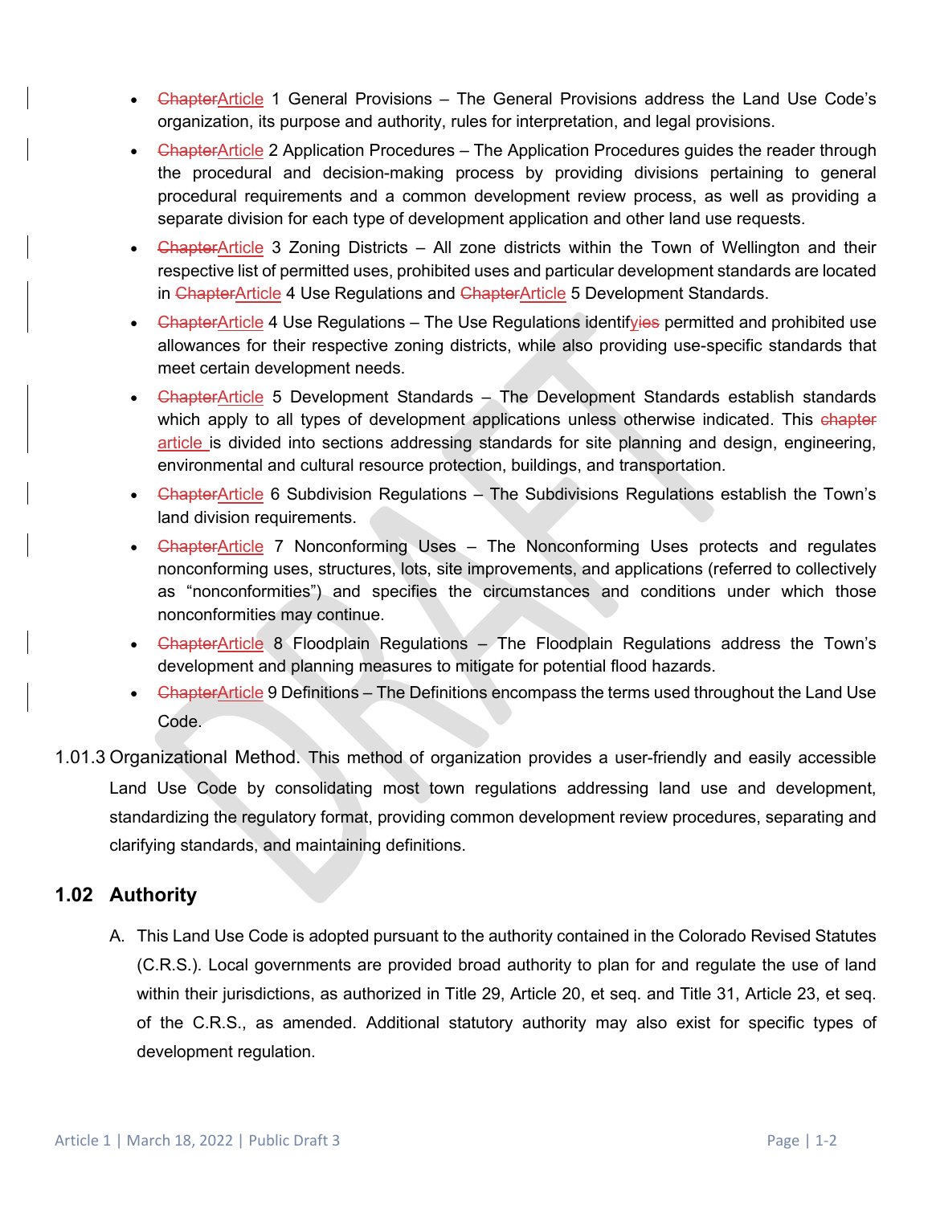- ~~Chapter~~Article 1 General Provisions – The General Provisions address the Land Use Code's organization, its purpose and authority, rules for interpretation, and legal provisions.
- ~~Chapter~~Article 2 Application Procedures – The Application Procedures guides the reader through the procedural and decision-making process by providing divisions pertaining to general procedural requirements and a common development review process, as well as providing a separate division for each type of development application and other land use requests.
- ~~Chapter~~Article 3 Zoning Districts – All zone districts within the Town of Wellington and their respective list of permitted uses, prohibited uses and particular development standards are located in ~~Chapter~~Article 4 Use Regulations and ~~Chapter~~Article 5 Development Standards.
- ~~Chapter~~Article 4 Use Regulations – The Use Regulations identify~~ies~~ permitted and prohibited use allowances for their respective zoning districts, while also providing use-specific standards that meet certain development needs.
- ~~Chapter~~Article 5 Development Standards – The Development Standards establish standards which apply to all types of development applications unless otherwise indicated. This ~~chapter~~ article is divided into sections addressing standards for site planning and design, engineering, environmental and cultural resource protection, buildings, and transportation.
- ~~Chapter~~Article 6 Subdivision Regulations – The Subdivisions Regulations establish the Town's land division requirements.
- ~~Chapter~~Article 7 Nonconforming Uses – The Nonconforming Uses protects and regulates nonconforming uses, structures, lots, site improvements, and applications (referred to collectively as "nonconformities") and specifies the circumstances and conditions under which those nonconformities may continue.
- ~~Chapter~~Article 8 Floodplain Regulations – The Floodplain Regulations address the Town's development and planning measures to mitigate for potential flood hazards.
- ~~Chapter~~Article 9 Definitions – The Definitions encompass the terms used throughout the Land Use Code.

1.01.3 Organizational Method. This method of organization provides a user-friendly and easily accessible Land Use Code by consolidating most town regulations addressing land use and development, standardizing the regulatory format, providing common development review procedures, separating and clarifying standards, and maintaining definitions.

## 1.02 Authority

A. This Land Use Code is adopted pursuant to the authority contained in the Colorado Revised Statutes (C.R.S.). Local governments are provided broad authority to plan for and regulate the use of land within their jurisdictions, as authorized in Title 29, Article 20, et seq. and Title 31, Article 23, et seq. of the C.R.S., as amended. Additional statutory authority may also exist for specific types of development regulation.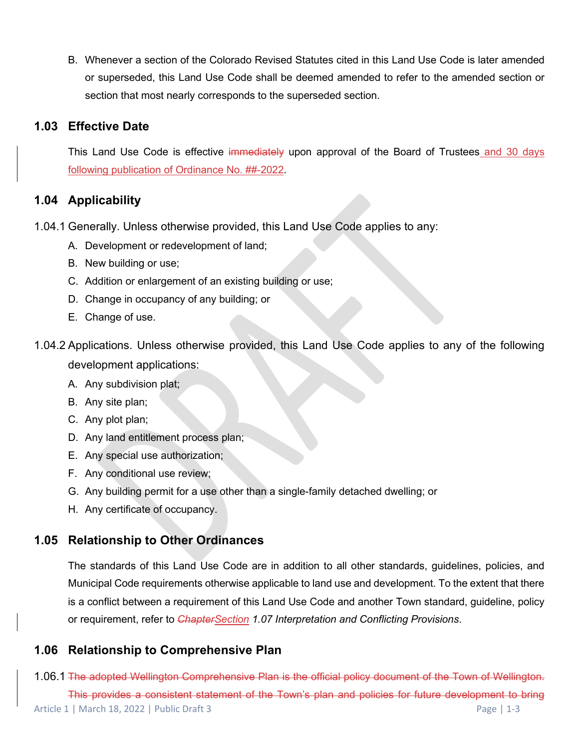B. Whenever a section of the Colorado Revised Statutes cited in this Land Use Code is later amended or superseded, this Land Use Code shall be deemed amended to refer to the amended section or section that most nearly corresponds to the superseded section.

## 1.03 Effective Date

This Land Use Code is effective ~~immediately~~ upon approval of the Board of Trustees <u>and 30 days following publication of Ordinance No. ##-2022</u>.

## 1.04 Applicability

1.04.1 Generally. Unless otherwise provided, this Land Use Code applies to any:

A. Development or redevelopment of land;

B. New building or use;

C. Addition or enlargement of an existing building or use;

D. Change in occupancy of any building; or

E. Change of use.

1.04.2 Applications. Unless otherwise provided, this Land Use Code applies to any of the following development applications:

A. Any subdivision plat;

B. Any site plan;

C. Any plot plan;

D. Any land entitlement process plan;

E. Any special use authorization;

F. Any conditional use review;

G. Any building permit for a use other than a single-family detached dwelling; or

H. Any certificate of occupancy.

## 1.05 Relationship to Other Ordinances

The standards of this Land Use Code are in addition to all other standards, guidelines, policies, and Municipal Code requirements otherwise applicable to land use and development. To the extent that there is a conflict between a requirement of this Land Use Code and another Town standard, guideline, policy or requirement, refer to ~~*Chapter*~~<u>*Section*</u> *1.07 Interpretation and Conflicting Provisions*.

## 1.06 Relationship to Comprehensive Plan

1.06.1 ~~The adopted Wellington Comprehensive Plan is the official policy document of the Town of Wellington. This provides a consistent statement of the Town's plan and policies for future development to bring~~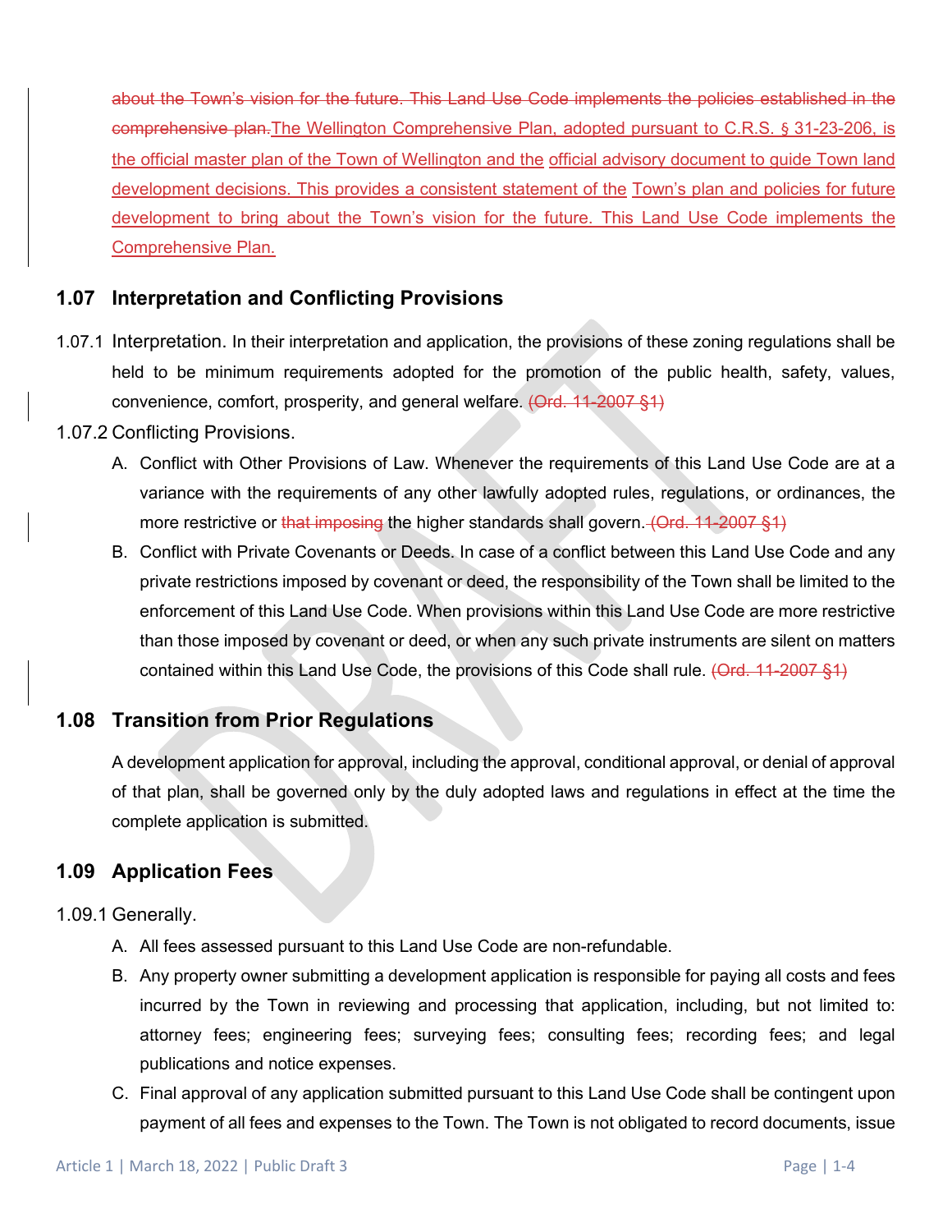~~about the Town's vision for the future. This Land Use Code implements the policies established in the comprehensive plan.~~The Wellington Comprehensive Plan, adopted pursuant to C.R.S. § 31-23-206, is the official master plan of the Town of Wellington and the official advisory document to guide Town land development decisions. This provides a consistent statement of the Town's plan and policies for future development to bring about the Town's vision for the future. This Land Use Code implements the Comprehensive Plan.

## 1.07 Interpretation and Conflicting Provisions

1.07.1 Interpretation. In their interpretation and application, the provisions of these zoning regulations shall be held to be minimum requirements adopted for the promotion of the public health, safety, values, convenience, comfort, prosperity, and general welfare. ~~(Ord. 11-2007 §1)~~

1.07.2 Conflicting Provisions.

A. Conflict with Other Provisions of Law. Whenever the requirements of this Land Use Code are at a variance with the requirements of any other lawfully adopted rules, regulations, or ordinances, the more restrictive or ~~that imposing~~ the higher standards shall govern. ~~(Ord. 11-2007 §1)~~

B. Conflict with Private Covenants or Deeds. In case of a conflict between this Land Use Code and any private restrictions imposed by covenant or deed, the responsibility of the Town shall be limited to the enforcement of this Land Use Code. When provisions within this Land Use Code are more restrictive than those imposed by covenant or deed, or when any such private instruments are silent on matters contained within this Land Use Code, the provisions of this Code shall rule. ~~(Ord. 11-2007 §1)~~

## 1.08 Transition from Prior Regulations

A development application for approval, including the approval, conditional approval, or denial of approval of that plan, shall be governed only by the duly adopted laws and regulations in effect at the time the complete application is submitted.

## 1.09 Application Fees

1.09.1 Generally.

A. All fees assessed pursuant to this Land Use Code are non-refundable.

B. Any property owner submitting a development application is responsible for paying all costs and fees incurred by the Town in reviewing and processing that application, including, but not limited to: attorney fees; engineering fees; surveying fees; consulting fees; recording fees; and legal publications and notice expenses.

C. Final approval of any application submitted pursuant to this Land Use Code shall be contingent upon payment of all fees and expenses to the Town. The Town is not obligated to record documents, issue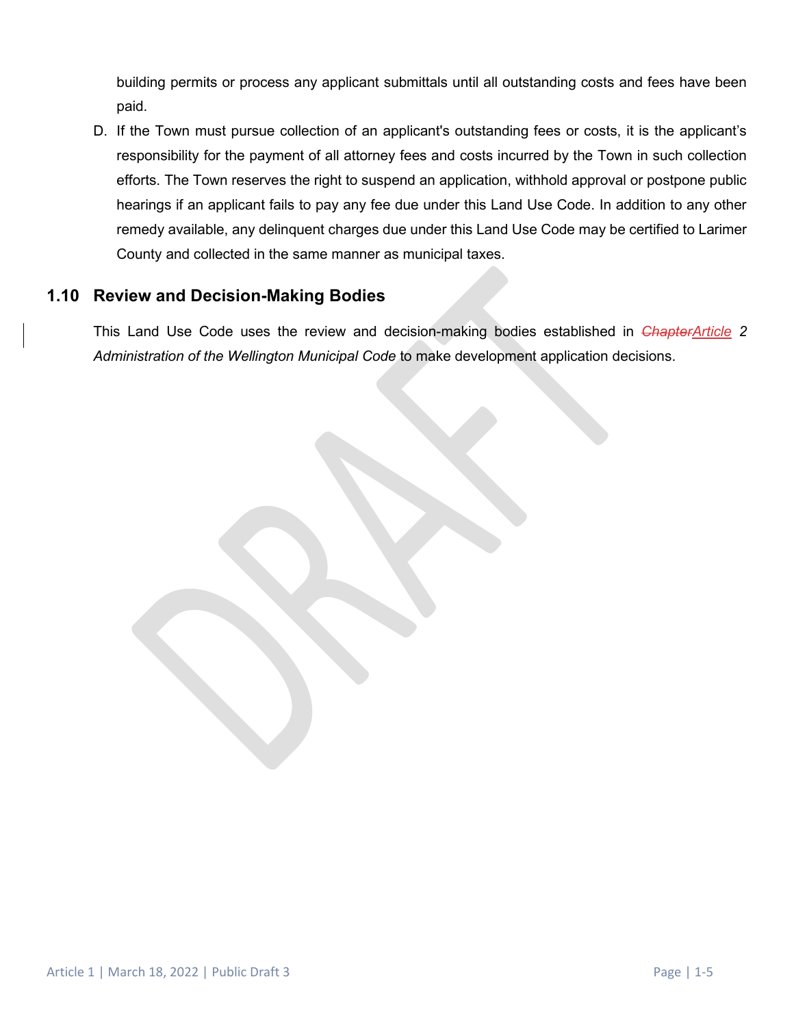building permits or process any applicant submittals until all outstanding costs and fees have been paid.

D. If the Town must pursue collection of an applicant's outstanding fees or costs, it is the applicant's responsibility for the payment of all attorney fees and costs incurred by the Town in such collection efforts. The Town reserves the right to suspend an application, withhold approval or postpone public hearings if an applicant fails to pay any fee due under this Land Use Code. In addition to any other remedy available, any delinquent charges due under this Land Use Code may be certified to Larimer County and collected in the same manner as municipal taxes.

## 1.10 Review and Decision-Making Bodies

This Land Use Code uses the review and decision-making bodies established in ~~*Chapter*~~*Article 2 Administration of the Wellington Municipal Code* to make development application decisions.